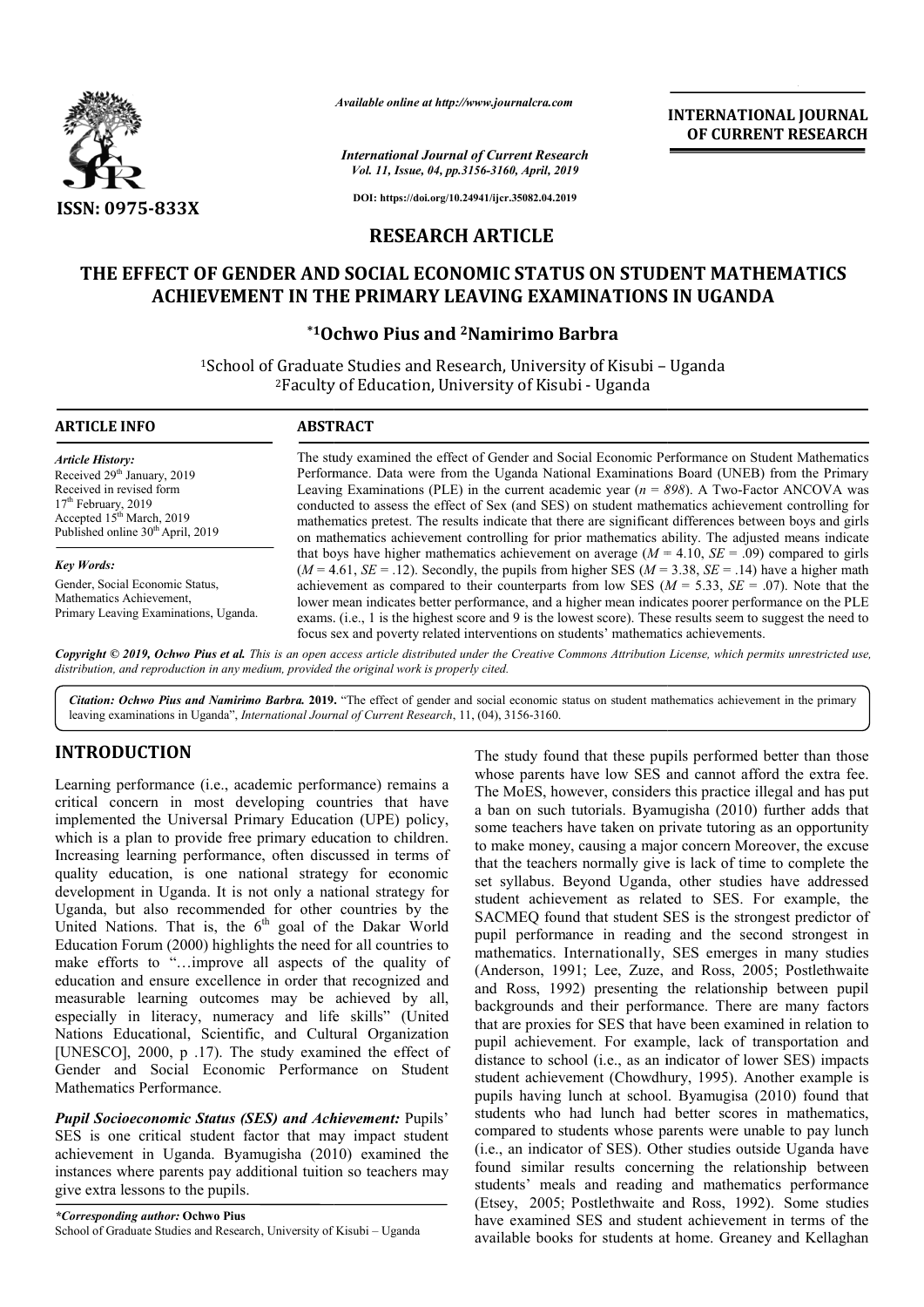# RESEARCH ARTICLE

# THE EFFECT OF GENDER AND SOCIAL ECONOMIC STATUS ON STUDENT MATHEMATICS ACHIEVEMENT IN THE PRIMARY LEAVING EXAMINATIONS IN UGANDA

**\*1Ochwo Pius and 2Namirimo Barbra**

[1]School of Graduate Studies and Research, University of Kisubi – Uganda
[2]Faculty of Education, University of Kisubi - Uganda

## ARTICLE INFO

*Article History:*
Received 29th January, 2019
Received in revised form
17th February, 2019
Accepted 15th March, 2019
Published online 30th April, 2019

*Key Words:*
Gender, Social Economic Status, Mathematics Achievement, Primary Leaving Examinations, Uganda.

## ABSTRACT

The study examined the effect of Gender and Social Economic Performance on Student Mathematics Performance. Data were from the Uganda National Examinations Board (UNEB) from the Primary Leaving Examinations (PLE) in the current academic year ($n = 898$). A Two-Factor ANCOVA was conducted to assess the effect of Sex (and SES) on student mathematics achievement controlling for mathematics pretest. The results indicate that there are significant differences between boys and girls on mathematics achievement controlling for prior mathematics ability. The adjusted means indicate that boys have higher mathematics achievement on average ($M = 4.10$, $SE = .09$) compared to girls ($M = 4.61$, $SE = .12$). Secondly, the pupils from higher SES ($M = 3.38$, $SE = .14$) have a higher math achievement as compared to their counterparts from low SES ($M = 5.33$, $SE = .07$). Note that the lower mean indicates better performance, and a higher mean indicates poorer performance on the PLE exams. (i.e., 1 is the highest score and 9 is the lowest score). These results seem to suggest the need to focus sex and poverty related interventions on students' mathematics achievements.

*Copyright © 2019, Ochwo Pius et al. This is an open access article distributed under the Creative Commons Attribution License, which permits unrestricted use, distribution, and reproduction in any medium, provided the original work is properly cited.*

*Citation: Ochwo Pius and Namirimo Barbra.* **2019.** "The effect of gender and social economic status on student mathematics achievement in the primary leaving examinations in Uganda", *International Journal of Current Research*, 11, (04), 3156-3160.

## INTRODUCTION

Learning performance (i.e., academic performance) remains a critical concern in most developing countries that have implemented the Universal Primary Education (UPE) policy, which is a plan to provide free primary education to children. Increasing learning performance, often discussed in terms of quality education, is one national strategy for economic development in Uganda. It is not only a national strategy for Uganda, but also recommended for other countries by the United Nations. That is, the 6th goal of the Dakar World Education Forum (2000) highlights the need for all countries to make efforts to "…improve all aspects of the quality of education and ensure excellence in order that recognized and measurable learning outcomes may be achieved by all, especially in literacy, numeracy and life skills" (United Nations Educational, Scientific, and Cultural Organization [UNESCO], 2000, p .17). The study examined the effect of Gender and Social Economic Performance on Student Mathematics Performance.

***Pupil Socioeconomic Status (SES) and Achievement:*** Pupils' SES is one critical student factor that may impact student achievement in Uganda. Byamugisha (2010) examined the instances where parents pay additional tuition so teachers may give extra lessons to the pupils. The study found that these pupils performed better than those whose parents have low SES and cannot afford the extra fee. The MoES, however, considers this practice illegal and has put a ban on such tutorials. Byamugisha (2010) further adds that some teachers have taken on private tutoring as an opportunity to make money, causing a major concern Moreover, the excuse that the teachers normally give is lack of time to complete the set syllabus. Beyond Uganda, other studies have addressed student achievement as related to SES. For example, the SACMEQ found that student SES is the strongest predictor of pupil performance in reading and the second strongest in mathematics. Internationally, SES emerges in many studies (Anderson, 1991; Lee, Zuze, and Ross, 2005; Postlethwaite and Ross, 1992) presenting the relationship between pupil backgrounds and their performance. There are many factors that are proxies for SES that have been examined in relation to pupil achievement. For example, lack of transportation and distance to school (i.e., as an indicator of lower SES) impacts student achievement (Chowdhury, 1995). Another example is pupils having lunch at school. Byamugisa (2010) found that students who had lunch had better scores in mathematics, compared to students whose parents were unable to pay lunch (i.e., an indicator of SES). Other studies outside Uganda have found similar results concerning the relationship between students' meals and reading and mathematics performance (Etsey, 2005; Postlethwaite and Ross, 1992). Some studies have examined SES and student achievement in terms of the available books for students at home. Greaney and Kellaghan

*\*Corresponding author:* **Ochwo Pius**
School of Graduate Studies and Research, University of Kisubi – Uganda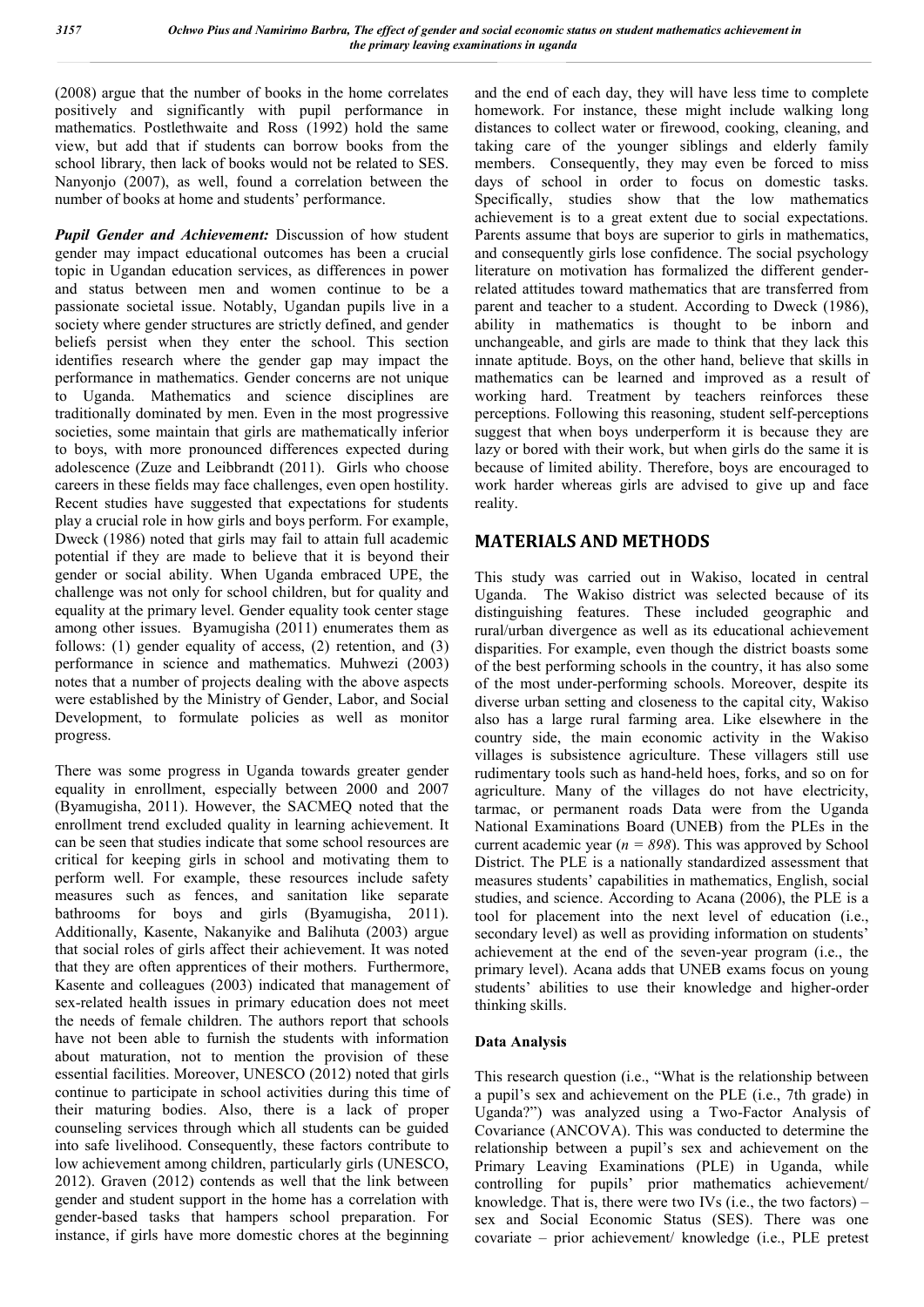(2008) argue that the number of books in the home correlates positively and significantly with pupil performance in mathematics. Postlethwaite and Ross (1992) hold the same view, but add that if students can borrow books from the school library, then lack of books would not be related to SES. Nanyonjo (2007), as well, found a correlation between the number of books at home and students' performance.

***Pupil Gender and Achievement:*** Discussion of how student gender may impact educational outcomes has been a crucial topic in Ugandan education services, as differences in power and status between men and women continue to be a passionate societal issue. Notably, Ugandan pupils live in a society where gender structures are strictly defined, and gender beliefs persist when they enter the school. This section identifies research where the gender gap may impact the performance in mathematics. Gender concerns are not unique to Uganda. Mathematics and science disciplines are traditionally dominated by men. Even in the most progressive societies, some maintain that girls are mathematically inferior to boys, with more pronounced differences expected during adolescence (Zuze and Leibbrandt (2011). Girls who choose careers in these fields may face challenges, even open hostility. Recent studies have suggested that expectations for students play a crucial role in how girls and boys perform. For example, Dweck (1986) noted that girls may fail to attain full academic potential if they are made to believe that it is beyond their gender or social ability. When Uganda embraced UPE, the challenge was not only for school children, but for quality and equality at the primary level. Gender equality took center stage among other issues. Byamugisha (2011) enumerates them as follows: (1) gender equality of access, (2) retention, and (3) performance in science and mathematics. Muhwezi (2003) notes that a number of projects dealing with the above aspects were established by the Ministry of Gender, Labor, and Social Development, to formulate policies as well as monitor progress.

There was some progress in Uganda towards greater gender equality in enrollment, especially between 2000 and 2007 (Byamugisha, 2011). However, the SACMEQ noted that the enrollment trend excluded quality in learning achievement. It can be seen that studies indicate that some school resources are critical for keeping girls in school and motivating them to perform well. For example, these resources include safety measures such as fences, and sanitation like separate bathrooms for boys and girls (Byamugisha, 2011). Additionally, Kasente, Nakanyike and Balihuta (2003) argue that social roles of girls affect their achievement. It was noted that they are often apprentices of their mothers. Furthermore, Kasente and colleagues (2003) indicated that management of sex-related health issues in primary education does not meet the needs of female children. The authors report that schools have not been able to furnish the students with information about maturation, not to mention the provision of these essential facilities. Moreover, UNESCO (2012) noted that girls continue to participate in school activities during this time of their maturing bodies. Also, there is a lack of proper counseling services through which all students can be guided into safe livelihood. Consequently, these factors contribute to low achievement among children, particularly girls (UNESCO, 2012). Graven (2012) contends as well that the link between gender and student support in the home has a correlation with gender-based tasks that hampers school preparation. For instance, if girls have more domestic chores at the beginning and the end of each day, they will have less time to complete homework. For instance, these might include walking long distances to collect water or firewood, cooking, cleaning, and taking care of the younger siblings and elderly family members. Consequently, they may even be forced to miss days of school in order to focus on domestic tasks. Specifically, studies show that the low mathematics achievement is to a great extent due to social expectations. Parents assume that boys are superior to girls in mathematics, and consequently girls lose confidence. The social psychology literature on motivation has formalized the different gender-related attitudes toward mathematics that are transferred from parent and teacher to a student. According to Dweck (1986), ability in mathematics is thought to be inborn and unchangeable, and girls are made to think that they lack this innate aptitude. Boys, on the other hand, believe that skills in mathematics can be learned and improved as a result of working hard. Treatment by teachers reinforces these perceptions. Following this reasoning, student self-perceptions suggest that when boys underperform it is because they are lazy or bored with their work, but when girls do the same it is because of limited ability. Therefore, boys are encouraged to work harder whereas girls are advised to give up and face reality.

## MATERIALS AND METHODS

This study was carried out in Wakiso, located in central Uganda. The Wakiso district was selected because of its distinguishing features. These included geographic and rural/urban divergence as well as its educational achievement disparities. For example, even though the district boasts some of the best performing schools in the country, it has also some of the most under-performing schools. Moreover, despite its diverse urban setting and closeness to the capital city, Wakiso also has a large rural farming area. Like elsewhere in the country side, the main economic activity in the Wakiso villages is subsistence agriculture. These villagers still use rudimentary tools such as hand-held hoes, forks, and so on for agriculture. Many of the villages do not have electricity, tarmac, or permanent roads Data were from the Uganda National Examinations Board (UNEB) from the PLEs in the current academic year ($n = 898$). This was approved by School District. The PLE is a nationally standardized assessment that measures students' capabilities in mathematics, English, social studies, and science. According to Acana (2006), the PLE is a tool for placement into the next level of education (i.e., secondary level) as well as providing information on students' achievement at the end of the seven-year program (i.e., the primary level). Acana adds that UNEB exams focus on young students' abilities to use their knowledge and higher-order thinking skills.

### Data Analysis

This research question (i.e., "What is the relationship between a pupil's sex and achievement on the PLE (i.e., 7th grade) in Uganda?") was analyzed using a Two-Factor Analysis of Covariance (ANCOVA). This was conducted to determine the relationship between a pupil's sex and achievement on the Primary Leaving Examinations (PLE) in Uganda, while controlling for pupils' prior mathematics achievement/ knowledge. That is, there were two IVs (i.e., the two factors) – sex and Social Economic Status (SES). There was one covariate – prior achievement/ knowledge (i.e., PLE pretest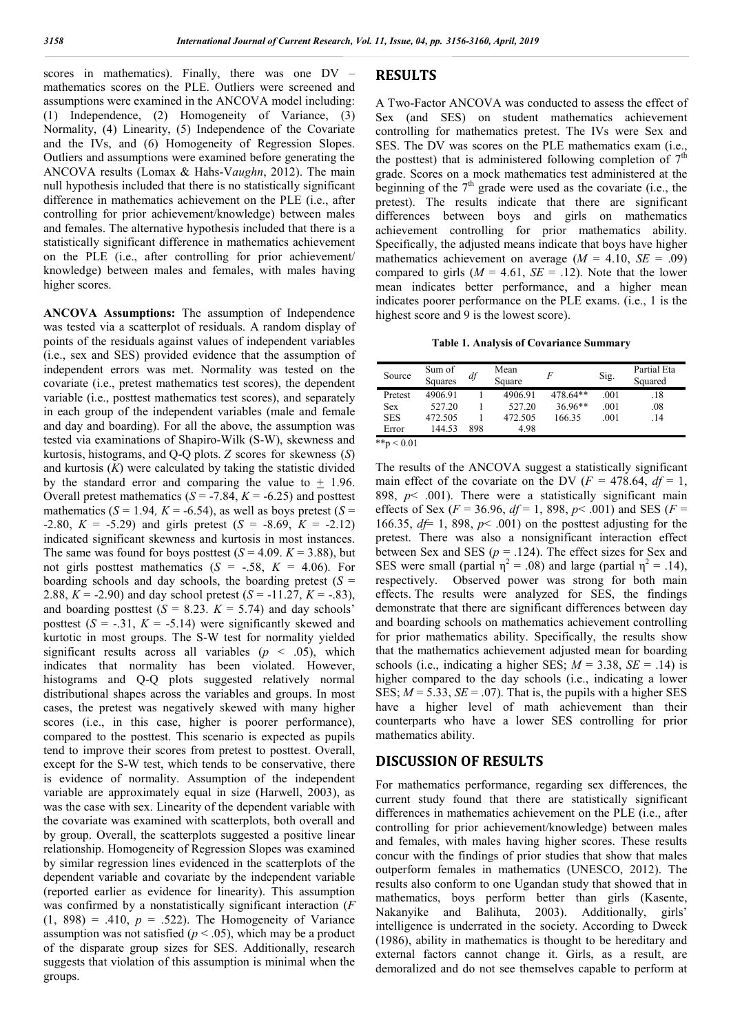scores in mathematics). Finally, there was one DV – mathematics scores on the PLE. Outliers were screened and assumptions were examined in the ANCOVA model including: (1) Independence, (2) Homogeneity of Variance, (3) Normality, (4) Linearity, (5) Independence of the Covariate and the IVs, and (6) Homogeneity of Regression Slopes. Outliers and assumptions were examined before generating the ANCOVA results (Lomax & Hahs-Vaughn, 2012). The main null hypothesis included that there is no statistically significant difference in mathematics achievement on the PLE (i.e., after controlling for prior achievement/knowledge) between males and females. The alternative hypothesis included that there is a statistically significant difference in mathematics achievement on the PLE (i.e., after controlling for prior achievement/ knowledge) between males and females, with males having higher scores.

**ANCOVA Assumptions:** The assumption of Independence was tested via a scatterplot of residuals. A random display of points of the residuals against values of independent variables (i.e., sex and SES) provided evidence that the assumption of independent errors was met. Normality was tested on the covariate (i.e., pretest mathematics test scores), the dependent variable (i.e., posttest mathematics test scores), and separately in each group of the independent variables (male and female and day and boarding). For all the above, the assumption was tested via examinations of Shapiro-Wilk (S-W), skewness and kurtosis, histograms, and Q-Q plots. *Z* scores for skewness (*S*) and kurtosis (*K*) were calculated by taking the statistic divided by the standard error and comparing the value to $\pm$ 1.96. Overall pretest mathematics ($S$ = -7.84, $K$ = -6.25) and posttest mathematics ($S$ = 1.94, $K$ = -6.54), as well as boys pretest ($S$ = -2.80, $K$ = -5.29) and girls pretest ($S$ = -8.69, $K$ = -2.12) indicated significant skewness and kurtosis in most instances. The same was found for boys posttest ($S$ = 4.09. $K$ = 3.88), but not girls posttest mathematics ($S$ = -.58, $K$ = 4.06). For boarding schools and day schools, the boarding pretest ($S$ = 2.88, $K$ = -2.90) and day school pretest ($S$ = -11.27, $K$ = -.83), and boarding posttest ($S$ = 8.23. $K$ = 5.74) and day schools' posttest ($S$ = -.31, $K$ = -5.14) were significantly skewed and kurtotic in most groups. The S-W test for normality yielded significant results across all variables ($p$ < .05), which indicates that normality has been violated. However, histograms and Q-Q plots suggested relatively normal distributional shapes across the variables and groups. In most cases, the pretest was negatively skewed with many higher scores (i.e., in this case, higher is poorer performance), compared to the posttest. This scenario is expected as pupils tend to improve their scores from pretest to posttest. Overall, except for the S-W test, which tends to be conservative, there is evidence of normality. Assumption of the independent variable are approximately equal in size (Harwell, 2003), as was the case with sex. Linearity of the dependent variable with the covariate was examined with scatterplots, both overall and by group. Overall, the scatterplots suggested a positive linear relationship. Homogeneity of Regression Slopes was examined by similar regression lines evidenced in the scatterplots of the dependent variable and covariate by the independent variable (reported earlier as evidence for linearity). This assumption was confirmed by a nonstatistically significant interaction ($F$ (1, 898) = .410, $p$ = .522). The Homogeneity of Variance assumption was not satisfied ($p$ < .05), which may be a product of the disparate group sizes for SES. Additionally, research suggests that violation of this assumption is minimal when the groups.

## RESULTS

A Two-Factor ANCOVA was conducted to assess the effect of Sex (and SES) on student mathematics achievement controlling for mathematics pretest. The IVs were Sex and SES. The DV was scores on the PLE mathematics exam (i.e., the posttest) that is administered following completion of 7th grade. Scores on a mock mathematics test administered at the beginning of the 7th grade were used as the covariate (i.e., the pretest). The results indicate that there are significant differences between boys and girls on mathematics achievement controlling for prior mathematics ability. Specifically, the adjusted means indicate that boys have higher mathematics achievement on average ($M$ = 4.10, $SE$ = .09) compared to girls ($M$ = 4.61, $SE$ = .12). Note that the lower mean indicates better performance, and a higher mean indicates poorer performance on the PLE exams. (i.e., 1 is the highest score and 9 is the lowest score).

**Table 1. Analysis of Covariance Summary**

| Source | Sum of Squares | *df* | Mean Square | *F* | Sig. | Partial Eta Squared |
|---|---|---|---|---|---|---|
| Pretest | 4906.91 | 1 | 4906.91 | 478.64** | .001 | .18 |
| Sex | 527.20 | 1 | 527.20 | 36.96** | .001 | .08 |
| SES | 472.505 | 1 | 472.505 | 166.35 | .001 | .14 |
| Error | 144.53 | 898 | 4.98 | | | |

**p < 0.01

The results of the ANCOVA suggest a statistically significant main effect of the covariate on the DV ($F$ = 478.64, $df$ = 1, 898, $p$< .001). There were a statistically significant main effects of Sex ($F$ = 36.96, $df$ = 1, 898, $p$< .001) and SES ($F$ = 166.35, $df$= 1, 898, $p$< .001) on the posttest adjusting for the pretest. There was also a nonsignificant interaction effect between Sex and SES ($p$ = .124). The effect sizes for Sex and SES were small (partial $\eta^2$ = .08) and large (partial $\eta^2$ = .14), respectively. Observed power was strong for both main effects. The results were analyzed for SES, the findings demonstrate that there are significant differences between day and boarding schools on mathematics achievement controlling for prior mathematics ability. Specifically, the results show that the mathematics achievement adjusted mean for boarding schools (i.e., indicating a higher SES; $M$ = 3.38, $SE$ = .14) is higher compared to the day schools (i.e., indicating a lower SES; $M$ = 5.33, $SE$ = .07). That is, the pupils with a higher SES have a higher level of math achievement than their counterparts who have a lower SES controlling for prior mathematics ability.

## DISCUSSION OF RESULTS

For mathematics performance, regarding sex differences, the current study found that there are statistically significant differences in mathematics achievement on the PLE (i.e., after controlling for prior achievement/knowledge) between males and females, with males having higher scores. These results concur with the findings of prior studies that show that males outperform females in mathematics (UNESCO, 2012). The results also conform to one Ugandan study that showed that in mathematics, boys perform better than girls (Kasente, Nakanyike and Balihuta, 2003). Additionally, girls' intelligence is underrated in the society. According to Dweck (1986), ability in mathematics is thought to be hereditary and external factors cannot change it. Girls, as a result, are demoralized and do not see themselves capable to perform at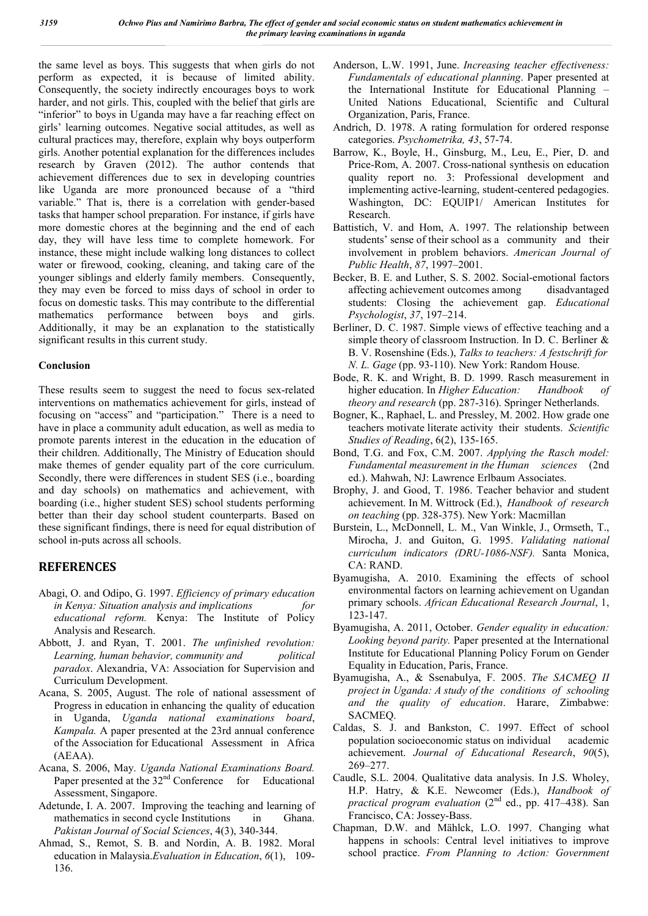the same level as boys. This suggests that when girls do not perform as expected, it is because of limited ability. Consequently, the society indirectly encourages boys to work harder, and not girls. This, coupled with the belief that girls are "inferior" to boys in Uganda may have a far reaching effect on girls' learning outcomes. Negative social attitudes, as well as cultural practices may, therefore, explain why boys outperform girls. Another potential explanation for the differences includes research by Graven (2012). The author contends that achievement differences due to sex in developing countries like Uganda are more pronounced because of a "third variable." That is, there is a correlation with gender-based tasks that hamper school preparation. For instance, if girls have more domestic chores at the beginning and the end of each day, they will have less time to complete homework. For instance, these might include walking long distances to collect water or firewood, cooking, cleaning, and taking care of the younger siblings and elderly family members. Consequently, they may even be forced to miss days of school in order to focus on domestic tasks. This may contribute to the differential mathematics performance between boys and girls. Additionally, it may be an explanation to the statistically significant results in this current study.

**Conclusion**

These results seem to suggest the need to focus sex-related interventions on mathematics achievement for girls, instead of focusing on "access" and "participation." There is a need to have in place a community adult education, as well as media to promote parents interest in the education in the education of their children. Additionally, The Ministry of Education should make themes of gender equality part of the core curriculum. Secondly, there were differences in student SES (i.e., boarding and day schools) on mathematics and achievement, with boarding (i.e., higher student SES) school students performing better than their day school student counterparts. Based on these significant findings, there is need for equal distribution of school in-puts across all schools.

## REFERENCES

- Abagi, O. and Odipo, G. 1997. *Efficiency of primary education in Kenya: Situation analysis and implications for educational reform.* Kenya: The Institute of Policy Analysis and Research.
- Abbott, J. and Ryan, T. 2001. *The unfinished revolution: Learning, human behavior, community and political paradox*. Alexandria, VA: Association for Supervision and Curriculum Development.
- Acana, S. 2005, August. The role of national assessment of Progress in education in enhancing the quality of education in Uganda, *Uganda national examinations board*, *Kampala.* A paper presented at the 23rd annual conference of the Association for Educational Assessment in Africa (AEAA).
- Acana, S. 2006, May. *Uganda National Examinations Board.* Paper presented at the 32nd Conference for Educational Assessment, Singapore.
- Adetunde, I. A. 2007. Improving the teaching and learning of mathematics in second cycle Institutions in Ghana. *Pakistan Journal of Social Sciences*, 4(3), 340-344.
- Ahmad, S., Remot, S. B. and Nordin, A. B. 1982. Moral education in Malaysia.*Evaluation in Education*, *6*(1), 109-136.
- Anderson, L.W. 1991, June. *Increasing teacher effectiveness: Fundamentals of educational planning*. Paper presented at the International Institute for Educational Planning – United Nations Educational, Scientific and Cultural Organization, Paris, France.
- Andrich, D. 1978. A rating formulation for ordered response categories. *Psychometrika, 43*, 57-74.
- Barrow, K., Boyle, H., Ginsburg, M., Leu, E., Pier, D. and Price-Rom, A. 2007. Cross-national synthesis on education quality report no. 3: Professional development and implementing active-learning, student-centered pedagogies. Washington, DC: EQUIP1/ American Institutes for Research.
- Battistich, V. and Hom, A. 1997. The relationship between students' sense of their school as a community and their involvement in problem behaviors. *American Journal of Public Health*, *87*, 1997–2001.
- Becker, B. E. and Luther, S. S. 2002. Social-emotional factors affecting achievement outcomes among disadvantaged students: Closing the achievement gap. *Educational Psychologist*, *37*, 197–214.
- Berliner, D. C. 1987. Simple views of effective teaching and a simple theory of classroom Instruction. In D. C. Berliner & B. V. Rosenshine (Eds.), *Talks to teachers: A festschrift for N. L. Gage* (pp. 93-110). New York: Random House.
- Bode, R. K. and Wright, B. D. 1999. Rasch measurement in higher education. In *Higher Education: Handbook of theory and research* (pp. 287-316). Springer Netherlands.
- Bogner, K., Raphael, L. and Pressley, M. 2002. How grade one teachers motivate literate activity their students. *Scientific Studies of Reading*, 6(2), 135-165.
- Bond, T.G. and Fox, C.M. 2007. *Applying the Rasch model: Fundamental measurement in the Human sciences* (2nd ed.). Mahwah, NJ: Lawrence Erlbaum Associates.
- Brophy, J. and Good, T. 1986. Teacher behavior and student achievement. In M. Wittrock (Ed.), *Handbook of research on teaching* (pp. 328-375). New York: Macmillan
- Burstein, L., McDonnell, L. M., Van Winkle, J., Ormseth, T., Mirocha, J. and Guiton, G. 1995. *Validating national curriculum indicators (DRU-1086-NSF).* Santa Monica, CA: RAND.
- Byamugisha, A. 2010. Examining the effects of school environmental factors on learning achievement on Ugandan primary schools. *African Educational Research Journal*, 1, 123-147.
- Byamugisha, A. 2011, October. *Gender equality in education: Looking beyond parity.* Paper presented at the International Institute for Educational Planning Policy Forum on Gender Equality in Education, Paris, France.
- Byamugisha, A., & Ssenabulya, F. 2005. *The SACMEQ II project in Uganda: A study of the conditions of schooling and the quality of education*. Harare, Zimbabwe: SACMEQ.
- Caldas, S. J. and Bankston, C. 1997. Effect of school population socioeconomic status on individual academic achievement. *Journal of Educational Research*, *90*(5), 269–277.
- Caudle, S.L. 2004. Qualitative data analysis. In J.S. Wholey, H.P. Hatry, & K.E. Newcomer (Eds.), *Handbook of practical program evaluation* (2nd ed., pp. 417–438). San Francisco, CA: Jossey-Bass.
- Chapman, D.W. and Mählck, L.O. 1997. Changing what happens in schools: Central level initiatives to improve school practice. *From Planning to Action: Government*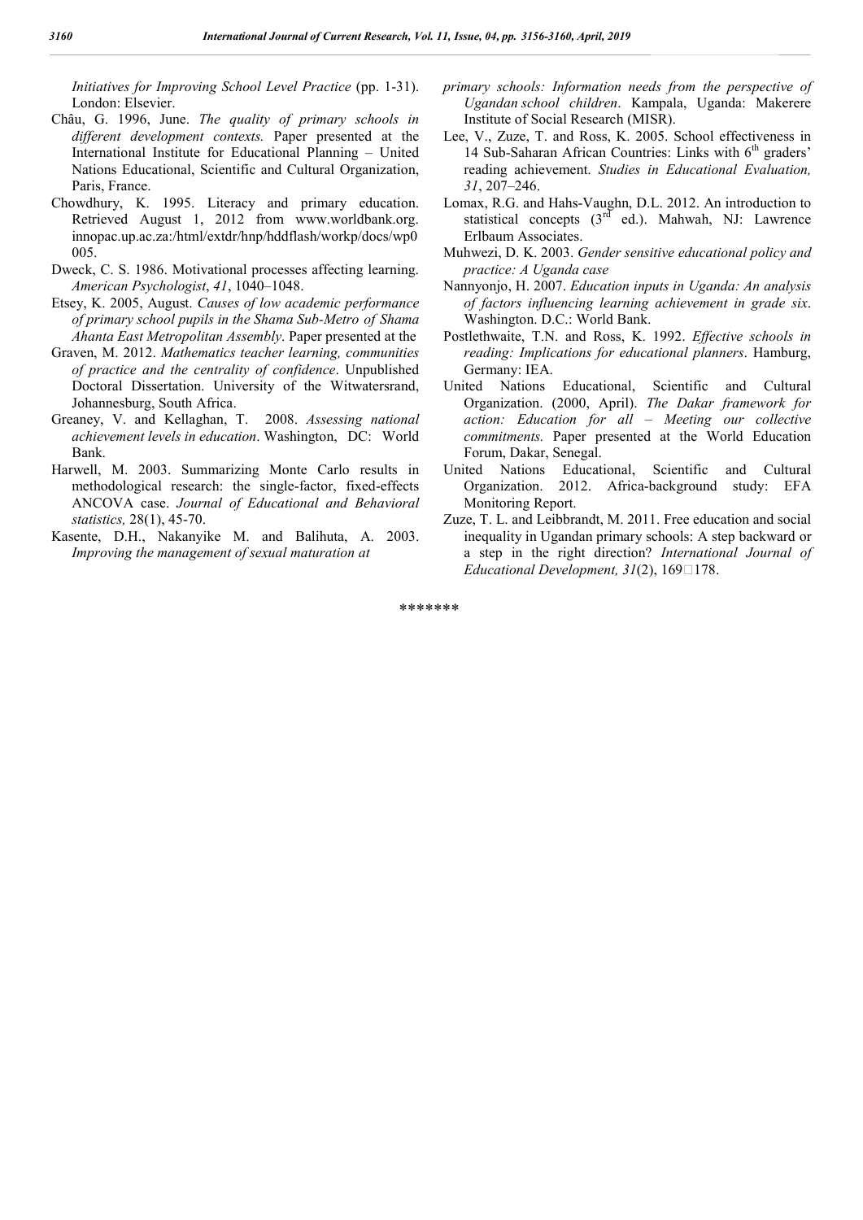*Initiatives for Improving School Level Practice* (pp. 1-31). London: Elsevier.

Châu, G. 1996, June. *The quality of primary schools in different development contexts.* Paper presented at the International Institute for Educational Planning – United Nations Educational, Scientific and Cultural Organization, Paris, France.

Chowdhury, K. 1995. Literacy and primary education. Retrieved August 1, 2012 from www.worldbank.org. innopac.up.ac.za:/html/extdr/hnp/hddflash/workp/docs/wp0 005.

Dweck, C. S. 1986. Motivational processes affecting learning. *American Psychologist*, *41*, 1040–1048.

Etsey, K. 2005, August. *Causes of low academic performance of primary school pupils in the Shama Sub-Metro of Shama Ahanta East Metropolitan Assembly*. Paper presented at the

Graven, M. 2012. *Mathematics teacher learning, communities of practice and the centrality of confidence*. Unpublished Doctoral Dissertation. University of the Witwatersrand, Johannesburg, South Africa.

Greaney, V. and Kellaghan, T. 2008. *Assessing national achievement levels in education*. Washington, DC: World Bank.

Harwell, M. 2003. Summarizing Monte Carlo results in methodological research: the single-factor, fixed-effects ANCOVA case. *Journal of Educational and Behavioral statistics,* 28(1), 45-70.

Kasente, D.H., Nakanyike M. and Balihuta, A. 2003. *Improving the management of sexual maturation at primary schools: Information needs from the perspective of Ugandan school children*. Kampala, Uganda: Makerere Institute of Social Research (MISR).

Lee, V., Zuze, T. and Ross, K. 2005. School effectiveness in 14 Sub-Saharan African Countries: Links with 6th graders' reading achievement. *Studies in Educational Evaluation, 31*, 207–246.

Lomax, R.G. and Hahs-Vaughn, D.L. 2012. An introduction to statistical concepts (3rd ed.). Mahwah, NJ: Lawrence Erlbaum Associates.

Muhwezi, D. K. 2003. *Gender sensitive educational policy and practice: A Uganda case*

Nannyonjo, H. 2007. *Education inputs in Uganda: An analysis of factors influencing learning achievement in grade six*. Washington. D.C.: World Bank.

Postlethwaite, T.N. and Ross, K. 1992. *Effective schools in reading: Implications for educational planners*. Hamburg, Germany: IEA.

United Nations Educational, Scientific and Cultural Organization. (2000, April). *The Dakar framework for action: Education for all – Meeting our collective commitments.* Paper presented at the World Education Forum, Dakar, Senegal.

United Nations Educational, Scientific and Cultural Organization. 2012. Africa-background study: EFA Monitoring Report.

Zuze, T. L. and Leibbrandt, M. 2011. Free education and social inequality in Ugandan primary schools: A step backward or a step in the right direction? *International Journal of Educational Development, 31*(2), 169□178.

\*\*\*\*\*\*\*